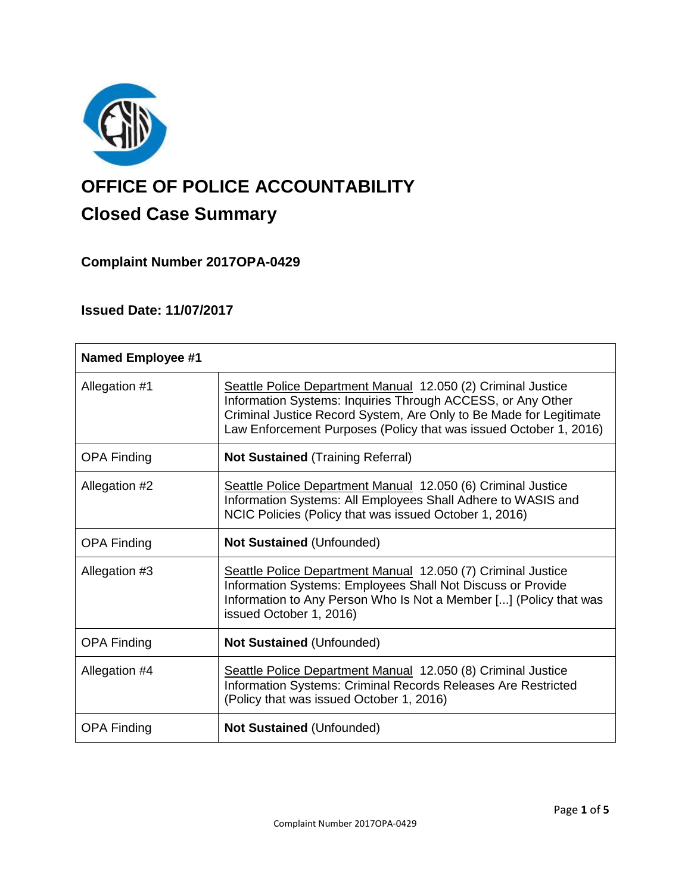# OFFICE OF POLICE ACCOUNTABILITY

## Closed Case Summary

### Complaint Number 2017OPA-0429

### Issued Date: 11/07/2017

| **Named Employee #1** | |
|---|---|
| Allegation #1 | Seattle Police Department Manual 12.050 (2) Criminal Justice Information Systems: Inquiries Through ACCESS, or Any Other Criminal Justice Record System, Are Only to Be Made for Legitimate Law Enforcement Purposes (Policy that was issued October 1, 2016) |
| OPA Finding | **Not Sustained** (Training Referral) |
| Allegation #2 | Seattle Police Department Manual 12.050 (6) Criminal Justice Information Systems: All Employees Shall Adhere to WASIS and NCIC Policies (Policy that was issued October 1, 2016) |
| OPA Finding | **Not Sustained** (Unfounded) |
| Allegation #3 | Seattle Police Department Manual 12.050 (7) Criminal Justice Information Systems: Employees Shall Not Discuss or Provide Information to Any Person Who Is Not a Member [...] (Policy that was issued October 1, 2016) |
| OPA Finding | **Not Sustained** (Unfounded) |
| Allegation #4 | Seattle Police Department Manual 12.050 (8) Criminal Justice Information Systems: Criminal Records Releases Are Restricted (Policy that was issued October 1, 2016) |
| OPA Finding | **Not Sustained** (Unfounded) |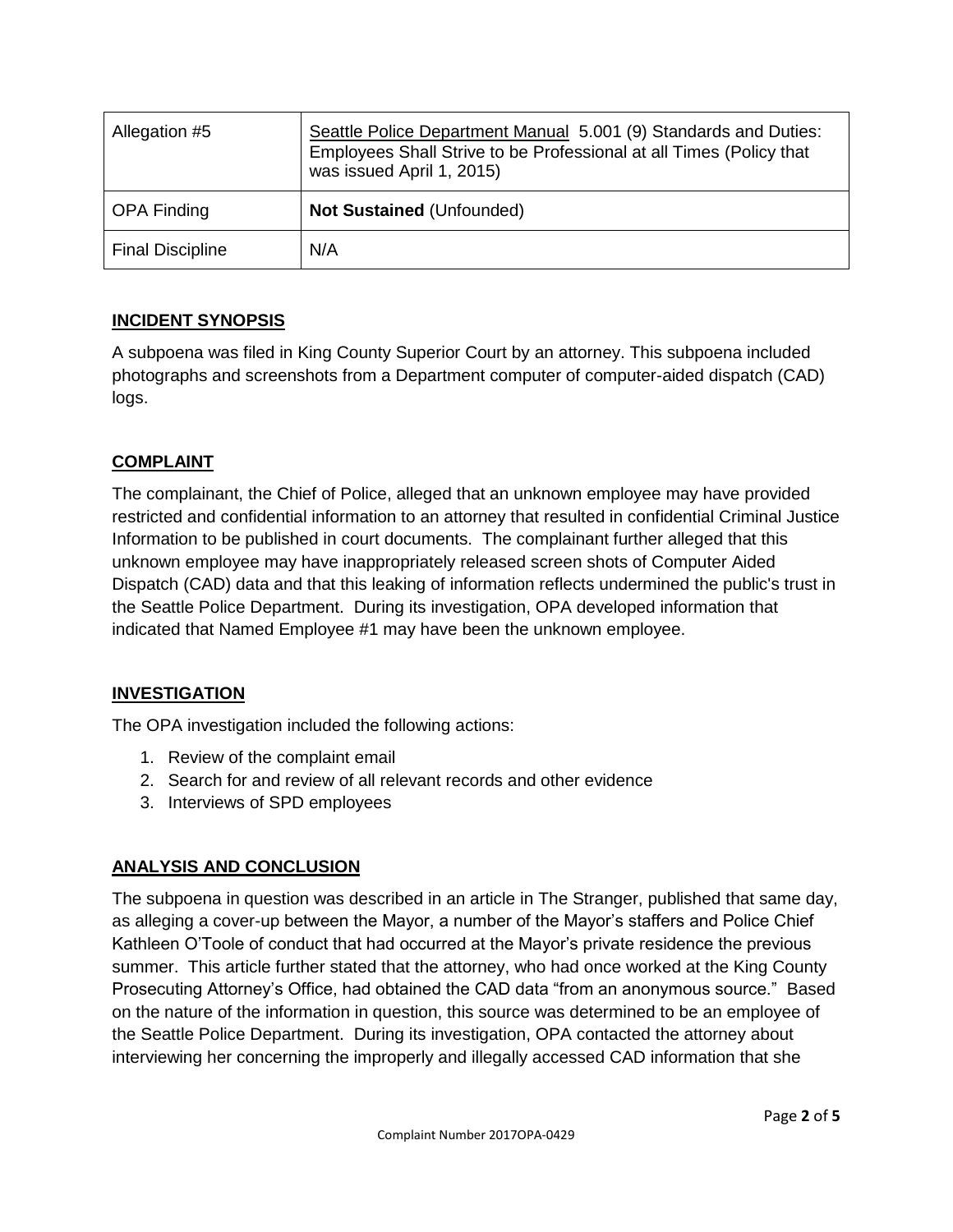| Allegation #5 | Seattle Police Department Manual 5.001 (9) Standards and Duties: Employees Shall Strive to be Professional at all Times (Policy that was issued April 1, 2015) |
|---|---|
| OPA Finding | **Not Sustained** (Unfounded) |
| Final Discipline | N/A |

## INCIDENT SYNOPSIS

A subpoena was filed in King County Superior Court by an attorney. This subpoena included photographs and screenshots from a Department computer of computer-aided dispatch (CAD) logs.

## COMPLAINT

The complainant, the Chief of Police, alleged that an unknown employee may have provided restricted and confidential information to an attorney that resulted in confidential Criminal Justice Information to be published in court documents. The complainant further alleged that this unknown employee may have inappropriately released screen shots of Computer Aided Dispatch (CAD) data and that this leaking of information reflects undermined the public's trust in the Seattle Police Department. During its investigation, OPA developed information that indicated that Named Employee #1 may have been the unknown employee.

## INVESTIGATION

The OPA investigation included the following actions:

1. Review of the complaint email
2. Search for and review of all relevant records and other evidence
3. Interviews of SPD employees

## ANALYSIS AND CONCLUSION

The subpoena in question was described in an article in The Stranger, published that same day, as alleging a cover-up between the Mayor, a number of the Mayor's staffers and Police Chief Kathleen O'Toole of conduct that had occurred at the Mayor's private residence the previous summer. This article further stated that the attorney, who had once worked at the King County Prosecuting Attorney's Office, had obtained the CAD data "from an anonymous source." Based on the nature of the information in question, this source was determined to be an employee of the Seattle Police Department. During its investigation, OPA contacted the attorney about interviewing her concerning the improperly and illegally accessed CAD information that she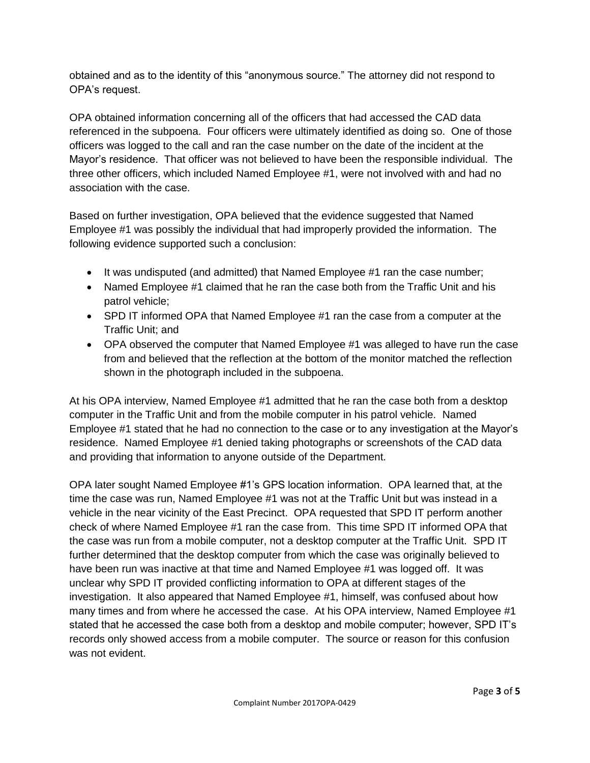obtained and as to the identity of this "anonymous source." The attorney did not respond to OPA's request.

OPA obtained information concerning all of the officers that had accessed the CAD data referenced in the subpoena. Four officers were ultimately identified as doing so. One of those officers was logged to the call and ran the case number on the date of the incident at the Mayor's residence. That officer was not believed to have been the responsible individual. The three other officers, which included Named Employee #1, were not involved with and had no association with the case.

Based on further investigation, OPA believed that the evidence suggested that Named Employee #1 was possibly the individual that had improperly provided the information. The following evidence supported such a conclusion:

- It was undisputed (and admitted) that Named Employee #1 ran the case number;
- Named Employee #1 claimed that he ran the case both from the Traffic Unit and his patrol vehicle;
- SPD IT informed OPA that Named Employee #1 ran the case from a computer at the Traffic Unit; and
- OPA observed the computer that Named Employee #1 was alleged to have run the case from and believed that the reflection at the bottom of the monitor matched the reflection shown in the photograph included in the subpoena.

At his OPA interview, Named Employee #1 admitted that he ran the case both from a desktop computer in the Traffic Unit and from the mobile computer in his patrol vehicle. Named Employee #1 stated that he had no connection to the case or to any investigation at the Mayor's residence. Named Employee #1 denied taking photographs or screenshots of the CAD data and providing that information to anyone outside of the Department.

OPA later sought Named Employee #1's GPS location information. OPA learned that, at the time the case was run, Named Employee #1 was not at the Traffic Unit but was instead in a vehicle in the near vicinity of the East Precinct. OPA requested that SPD IT perform another check of where Named Employee #1 ran the case from. This time SPD IT informed OPA that the case was run from a mobile computer, not a desktop computer at the Traffic Unit. SPD IT further determined that the desktop computer from which the case was originally believed to have been run was inactive at that time and Named Employee #1 was logged off. It was unclear why SPD IT provided conflicting information to OPA at different stages of the investigation. It also appeared that Named Employee #1, himself, was confused about how many times and from where he accessed the case. At his OPA interview, Named Employee #1 stated that he accessed the case both from a desktop and mobile computer; however, SPD IT's records only showed access from a mobile computer. The source or reason for this confusion was not evident.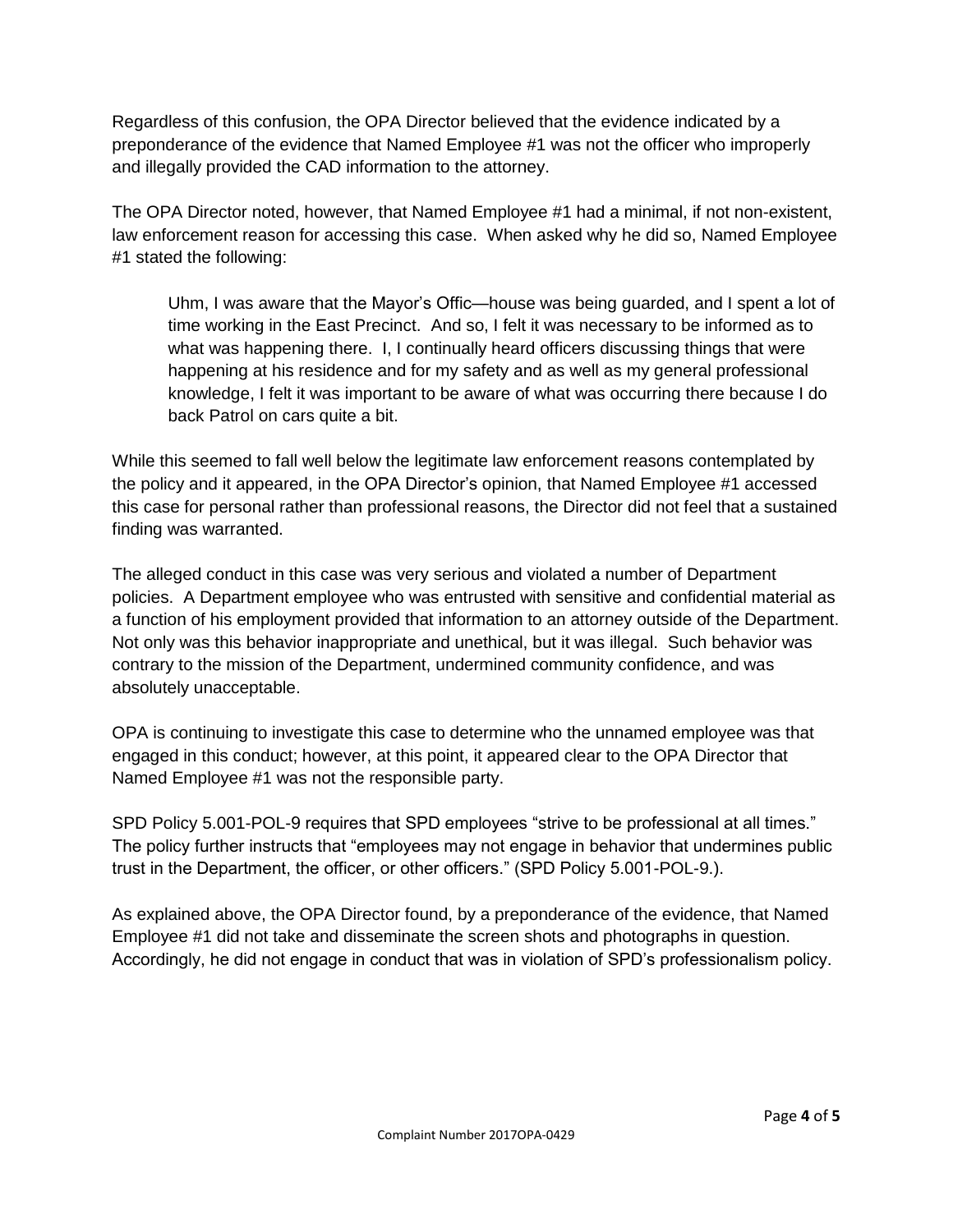Regardless of this confusion, the OPA Director believed that the evidence indicated by a preponderance of the evidence that Named Employee #1 was not the officer who improperly and illegally provided the CAD information to the attorney.

The OPA Director noted, however, that Named Employee #1 had a minimal, if not non-existent, law enforcement reason for accessing this case. When asked why he did so, Named Employee #1 stated the following:

> Uhm, I was aware that the Mayor's Offic—house was being guarded, and I spent a lot of time working in the East Precinct. And so, I felt it was necessary to be informed as to what was happening there. I, I continually heard officers discussing things that were happening at his residence and for my safety and as well as my general professional knowledge, I felt it was important to be aware of what was occurring there because I do back Patrol on cars quite a bit.

While this seemed to fall well below the legitimate law enforcement reasons contemplated by the policy and it appeared, in the OPA Director's opinion, that Named Employee #1 accessed this case for personal rather than professional reasons, the Director did not feel that a sustained finding was warranted.

The alleged conduct in this case was very serious and violated a number of Department policies. A Department employee who was entrusted with sensitive and confidential material as a function of his employment provided that information to an attorney outside of the Department. Not only was this behavior inappropriate and unethical, but it was illegal. Such behavior was contrary to the mission of the Department, undermined community confidence, and was absolutely unacceptable.

OPA is continuing to investigate this case to determine who the unnamed employee was that engaged in this conduct; however, at this point, it appeared clear to the OPA Director that Named Employee #1 was not the responsible party.

SPD Policy 5.001-POL-9 requires that SPD employees "strive to be professional at all times." The policy further instructs that "employees may not engage in behavior that undermines public trust in the Department, the officer, or other officers." (SPD Policy 5.001-POL-9.).

As explained above, the OPA Director found, by a preponderance of the evidence, that Named Employee #1 did not take and disseminate the screen shots and photographs in question. Accordingly, he did not engage in conduct that was in violation of SPD's professionalism policy.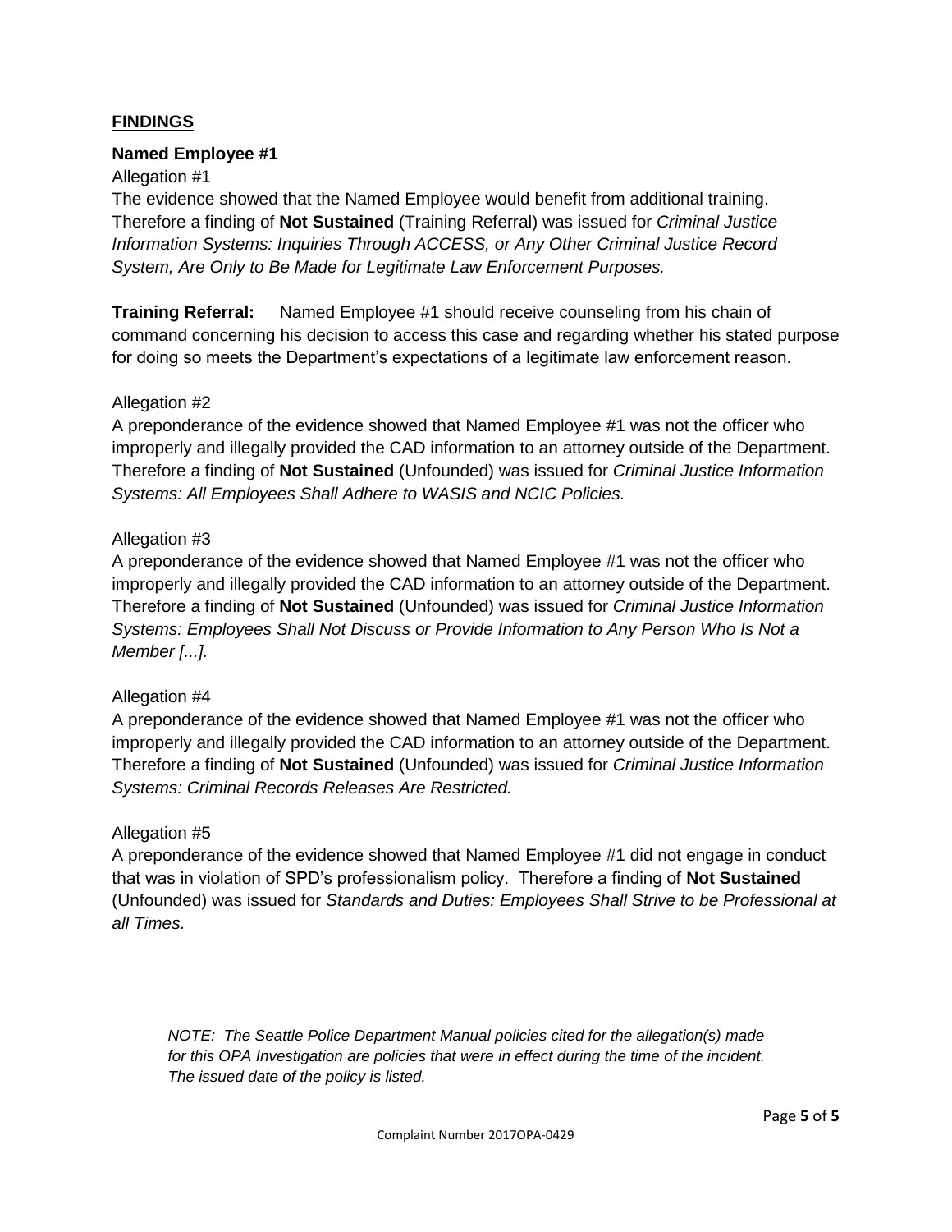## FINDINGS

**Named Employee #1**

Allegation #1

The evidence showed that the Named Employee would benefit from additional training. Therefore a finding of **Not Sustained** (Training Referral) was issued for *Criminal Justice Information Systems: Inquiries Through ACCESS, or Any Other Criminal Justice Record System, Are Only to Be Made for Legitimate Law Enforcement Purposes.*

**Training Referral:** Named Employee #1 should receive counseling from his chain of command concerning his decision to access this case and regarding whether his stated purpose for doing so meets the Department's expectations of a legitimate law enforcement reason.

Allegation #2

A preponderance of the evidence showed that Named Employee #1 was not the officer who improperly and illegally provided the CAD information to an attorney outside of the Department. Therefore a finding of **Not Sustained** (Unfounded) was issued for *Criminal Justice Information Systems: All Employees Shall Adhere to WASIS and NCIC Policies.*

Allegation #3

A preponderance of the evidence showed that Named Employee #1 was not the officer who improperly and illegally provided the CAD information to an attorney outside of the Department. Therefore a finding of **Not Sustained** (Unfounded) was issued for *Criminal Justice Information Systems: Employees Shall Not Discuss or Provide Information to Any Person Who Is Not a Member [...].*

Allegation #4

A preponderance of the evidence showed that Named Employee #1 was not the officer who improperly and illegally provided the CAD information to an attorney outside of the Department. Therefore a finding of **Not Sustained** (Unfounded) was issued for *Criminal Justice Information Systems: Criminal Records Releases Are Restricted.*

Allegation #5

A preponderance of the evidence showed that Named Employee #1 did not engage in conduct that was in violation of SPD's professionalism policy. Therefore a finding of **Not Sustained** (Unfounded) was issued for *Standards and Duties: Employees Shall Strive to be Professional at all Times.*

*NOTE: The Seattle Police Department Manual policies cited for the allegation(s) made for this OPA Investigation are policies that were in effect during the time of the incident. The issued date of the policy is listed.*

Complaint Number 2017OPA-0429